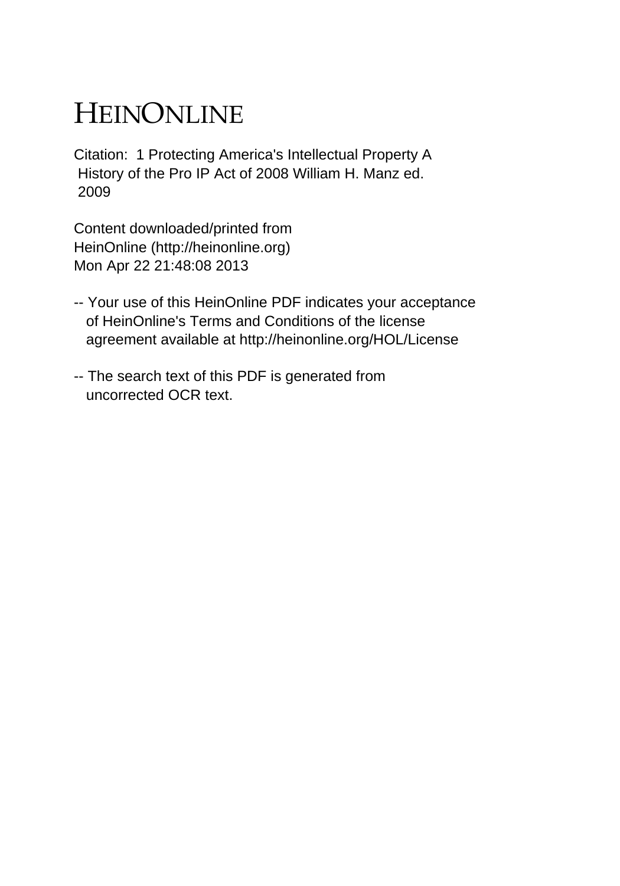# HEINONLINE

Citation: 1 Protecting America's Intellectual Property A History of the Pro IP Act of 2008 William H. Manz ed. 2009

Content downloaded/printed from
HeinOnline (http://heinonline.org)
Mon Apr 22 21:48:08 2013

-- Your use of this HeinOnline PDF indicates your acceptance of HeinOnline's Terms and Conditions of the license agreement available at http://heinonline.org/HOL/License

-- The search text of this PDF is generated from uncorrected OCR text.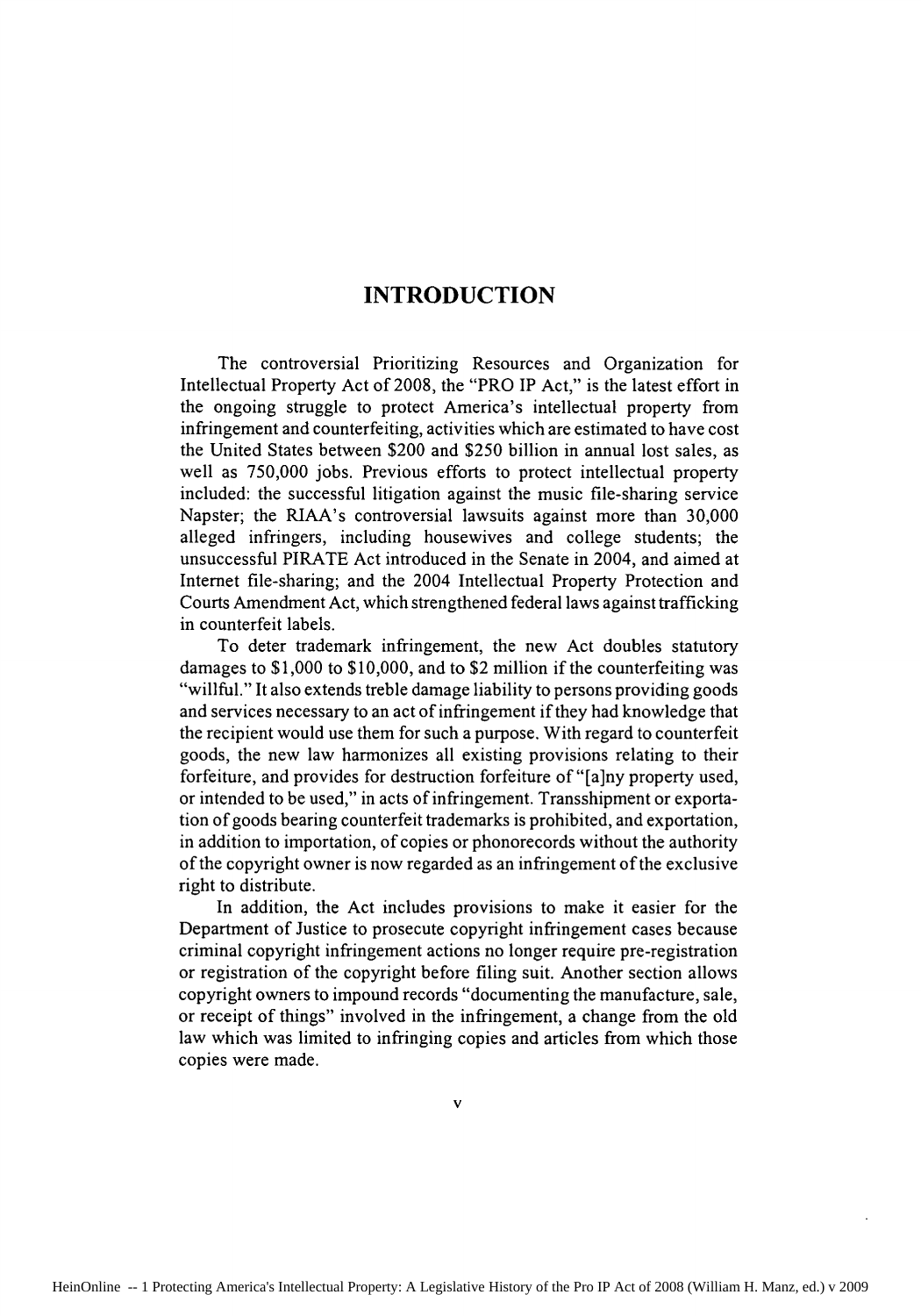# INTRODUCTION

The controversial Prioritizing Resources and Organization for Intellectual Property Act of 2008, the "PRO IP Act," is the latest effort in the ongoing struggle to protect America's intellectual property from infringement and counterfeiting, activities which are estimated to have cost the United States between $200 and $250 billion in annual lost sales, as well as 750,000 jobs. Previous efforts to protect intellectual property included: the successful litigation against the music file-sharing service Napster; the RIAA's controversial lawsuits against more than 30,000 alleged infringers, including housewives and college students; the unsuccessful PIRATE Act introduced in the Senate in 2004, and aimed at Internet file-sharing; and the 2004 Intellectual Property Protection and Courts Amendment Act, which strengthened federal laws against trafficking in counterfeit labels.

To deter trademark infringement, the new Act doubles statutory damages to $1,000 to $10,000, and to $2 million if the counterfeiting was "willful." It also extends treble damage liability to persons providing goods and services necessary to an act of infringement if they had knowledge that the recipient would use them for such a purpose. With regard to counterfeit goods, the new law harmonizes all existing provisions relating to their forfeiture, and provides for destruction forfeiture of "[a]ny property used, or intended to be used," in acts of infringement. Transshipment or exportation of goods bearing counterfeit trademarks is prohibited, and exportation, in addition to importation, of copies or phonorecords without the authority of the copyright owner is now regarded as an infringement of the exclusive right to distribute.

In addition, the Act includes provisions to make it easier for the Department of Justice to prosecute copyright infringement cases because criminal copyright infringement actions no longer require pre-registration or registration of the copyright before filing suit. Another section allows copyright owners to impound records "documenting the manufacture, sale, or receipt of things" involved in the infringement, a change from the old law which was limited to infringing copies and articles from which those copies were made.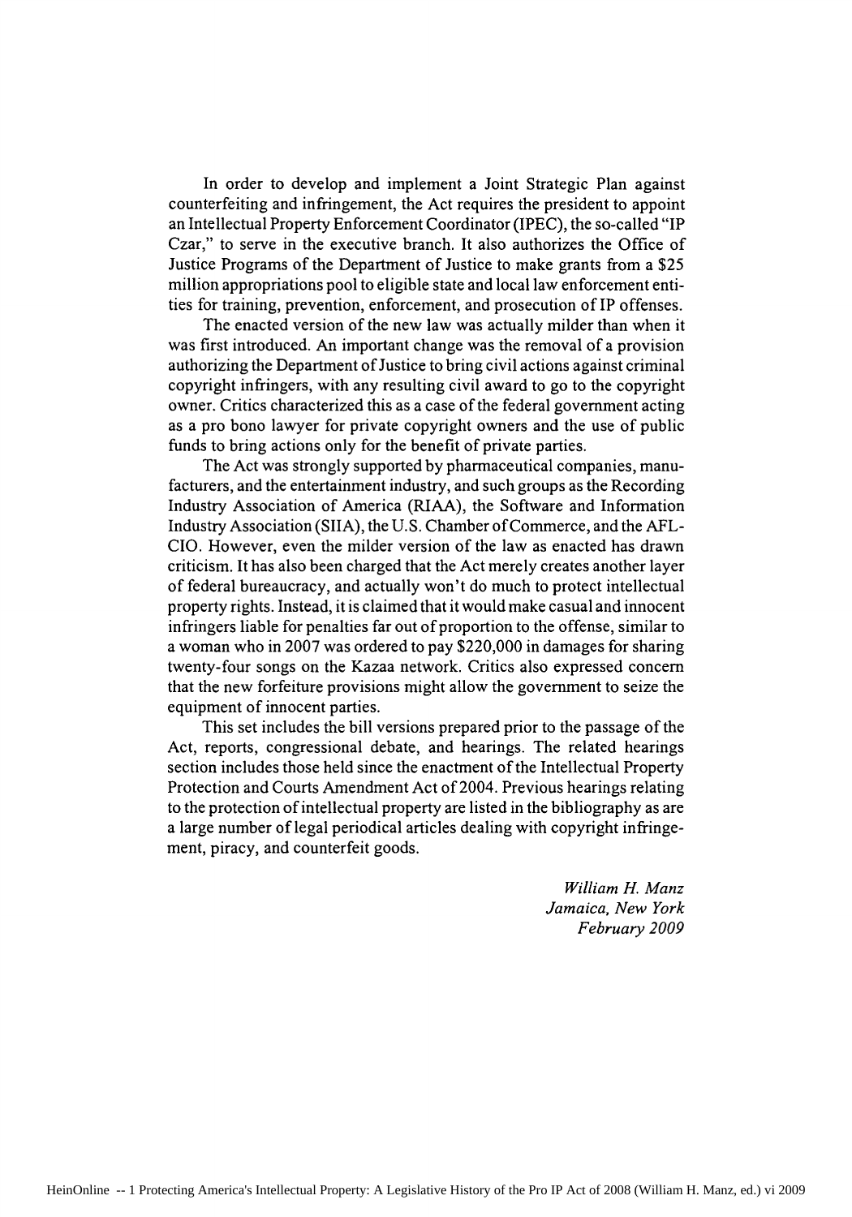In order to develop and implement a Joint Strategic Plan against counterfeiting and infringement, the Act requires the president to appoint an Intellectual Property Enforcement Coordinator (IPEC), the so-called "IP Czar," to serve in the executive branch. It also authorizes the Office of Justice Programs of the Department of Justice to make grants from a $25 million appropriations pool to eligible state and local law enforcement entities for training, prevention, enforcement, and prosecution of IP offenses.

The enacted version of the new law was actually milder than when it was first introduced. An important change was the removal of a provision authorizing the Department of Justice to bring civil actions against criminal copyright infringers, with any resulting civil award to go to the copyright owner. Critics characterized this as a case of the federal government acting as a pro bono lawyer for private copyright owners and the use of public funds to bring actions only for the benefit of private parties.

The Act was strongly supported by pharmaceutical companies, manufacturers, and the entertainment industry, and such groups as the Recording Industry Association of America (RIAA), the Software and Information Industry Association (SIIA), the U.S. Chamber of Commerce, and the AFL-CIO. However, even the milder version of the law as enacted has drawn criticism. It has also been charged that the Act merely creates another layer of federal bureaucracy, and actually won't do much to protect intellectual property rights. Instead, it is claimed that it would make casual and innocent infringers liable for penalties far out of proportion to the offense, similar to a woman who in 2007 was ordered to pay $220,000 in damages for sharing twenty-four songs on the Kazaa network. Critics also expressed concern that the new forfeiture provisions might allow the government to seize the equipment of innocent parties.

This set includes the bill versions prepared prior to the passage of the Act, reports, congressional debate, and hearings. The related hearings section includes those held since the enactment of the Intellectual Property Protection and Courts Amendment Act of 2004. Previous hearings relating to the protection of intellectual property are listed in the bibliography as are a large number of legal periodical articles dealing with copyright infringement, piracy, and counterfeit goods.

*William H. Manz*
*Jamaica, New York*
*February 2009*